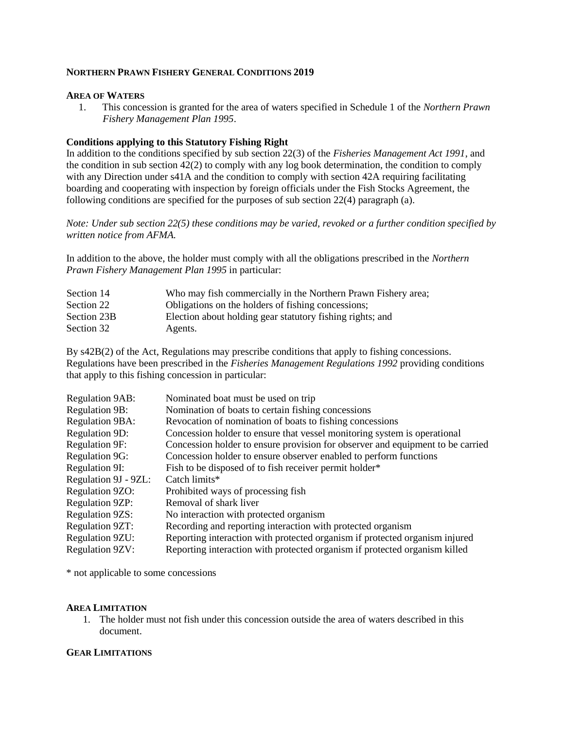## Northern Prawn Fishery General Conditions 2019

### Area of Waters

1. This concession is granted for the area of waters specified in Schedule 1 of the *Northern Prawn Fishery Management Plan 1995*.

### Conditions applying to this Statutory Fishing Right

In addition to the conditions specified by sub section 22(3) of the *Fisheries Management Act 1991*, and the condition in sub section 42(2) to comply with any log book determination, the condition to comply with any Direction under s41A and the condition to comply with section 42A requiring facilitating boarding and cooperating with inspection by foreign officials under the Fish Stocks Agreement, the following conditions are specified for the purposes of sub section 22(4) paragraph (a).

*Note: Under sub section 22(5) these conditions may be varied, revoked or a further condition specified by written notice from AFMA.*

In addition to the above, the holder must comply with all the obligations prescribed in the *Northern Prawn Fishery Management Plan 1995* in particular:

| | |
|---|---|
| Section 14 | Who may fish commercially in the Northern Prawn Fishery area; |
| Section 22 | Obligations on the holders of fishing concessions; |
| Section 23B | Election about holding gear statutory fishing rights; and |
| Section 32 | Agents. |

By s42B(2) of the Act, Regulations may prescribe conditions that apply to fishing concessions. Regulations have been prescribed in the *Fisheries Management Regulations 1992* providing conditions that apply to this fishing concession in particular:

| | |
|---|---|
| Regulation 9AB: | Nominated boat must be used on trip |
| Regulation 9B: | Nomination of boats to certain fishing concessions |
| Regulation 9BA: | Revocation of nomination of boats to fishing concessions |
| Regulation 9D: | Concession holder to ensure that vessel monitoring system is operational |
| Regulation 9F: | Concession holder to ensure provision for observer and equipment to be carried |
| Regulation 9G: | Concession holder to ensure observer enabled to perform functions |
| Regulation 9I: | Fish to be disposed of to fish receiver permit holder* |
| Regulation 9J - 9ZL: | Catch limits* |
| Regulation 9ZO: | Prohibited ways of processing fish |
| Regulation 9ZP: | Removal of shark liver |
| Regulation 9ZS: | No interaction with protected organism |
| Regulation 9ZT: | Recording and reporting interaction with protected organism |
| Regulation 9ZU: | Reporting interaction with protected organism if protected organism injured |
| Regulation 9ZV: | Reporting interaction with protected organism if protected organism killed |

* not applicable to some concessions

### Area Limitation

1. The holder must not fish under this concession outside the area of waters described in this document.

### Gear Limitations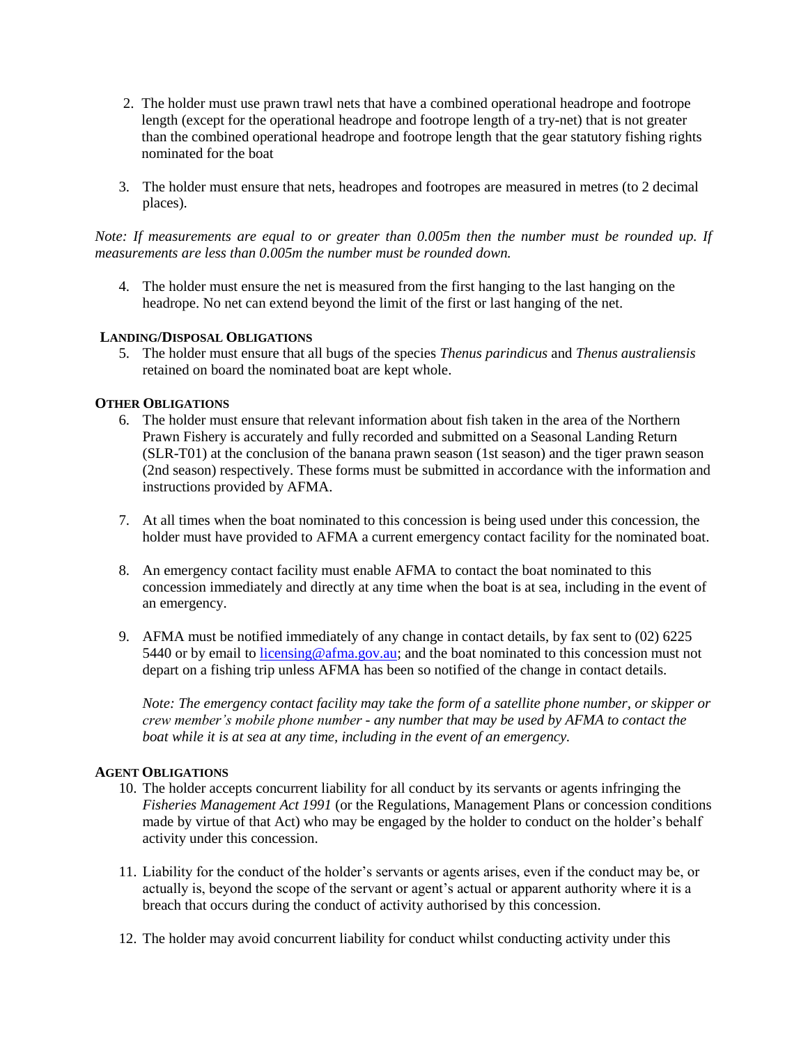2. The holder must use prawn trawl nets that have a combined operational headrope and footrope length (except for the operational headrope and footrope length of a try-net) that is not greater than the combined operational headrope and footrope length that the gear statutory fishing rights nominated for the boat

3. The holder must ensure that nets, headropes and footropes are measured in metres (to 2 decimal places).

*Note: If measurements are equal to or greater than 0.005m then the number must be rounded up. If measurements are less than 0.005m the number must be rounded down.*

4. The holder must ensure the net is measured from the first hanging to the last hanging on the headrope. No net can extend beyond the limit of the first or last hanging of the net.

**LANDING/DISPOSAL OBLIGATIONS**

5. The holder must ensure that all bugs of the species *Thenus parindicus* and *Thenus australiensis* retained on board the nominated boat are kept whole.

**OTHER OBLIGATIONS**

6. The holder must ensure that relevant information about fish taken in the area of the Northern Prawn Fishery is accurately and fully recorded and submitted on a Seasonal Landing Return (SLR-T01) at the conclusion of the banana prawn season (1st season) and the tiger prawn season (2nd season) respectively. These forms must be submitted in accordance with the information and instructions provided by AFMA.

7. At all times when the boat nominated to this concession is being used under this concession, the holder must have provided to AFMA a current emergency contact facility for the nominated boat.

8. An emergency contact facility must enable AFMA to contact the boat nominated to this concession immediately and directly at any time when the boat is at sea, including in the event of an emergency.

9. AFMA must be notified immediately of any change in contact details, by fax sent to (02) 6225 5440 or by email to licensing@afma.gov.au; and the boat nominated to this concession must not depart on a fishing trip unless AFMA has been so notified of the change in contact details.

   *Note: The emergency contact facility may take the form of a satellite phone number, or skipper or crew member's mobile phone number - any number that may be used by AFMA to contact the boat while it is at sea at any time, including in the event of an emergency.*

**AGENT OBLIGATIONS**

10. The holder accepts concurrent liability for all conduct by its servants or agents infringing the *Fisheries Management Act 1991* (or the Regulations, Management Plans or concession conditions made by virtue of that Act) who may be engaged by the holder to conduct on the holder's behalf activity under this concession.

11. Liability for the conduct of the holder's servants or agents arises, even if the conduct may be, or actually is, beyond the scope of the servant or agent's actual or apparent authority where it is a breach that occurs during the conduct of activity authorised by this concession.

12. The holder may avoid concurrent liability for conduct whilst conducting activity under this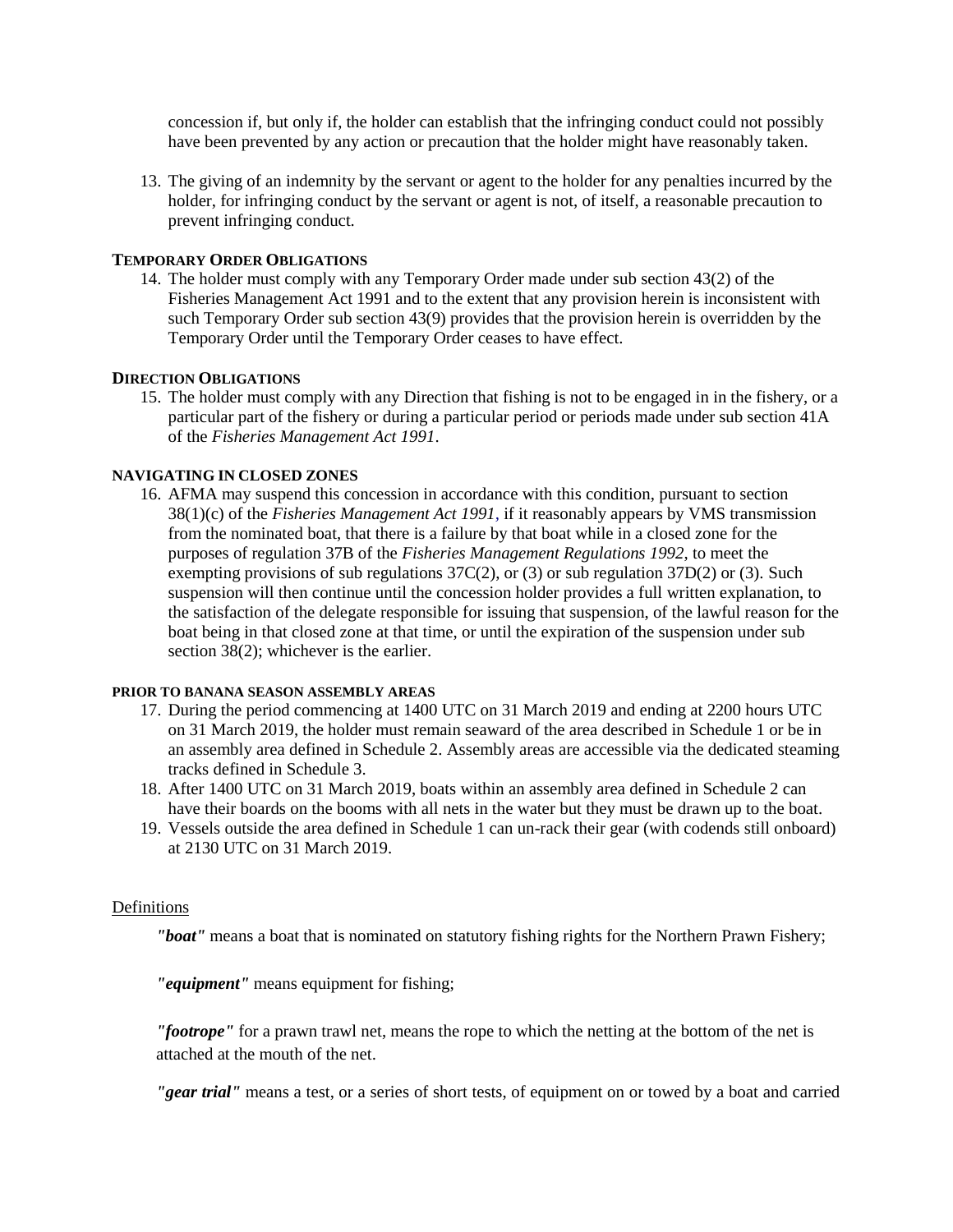concession if, but only if, the holder can establish that the infringing conduct could not possibly have been prevented by any action or precaution that the holder might have reasonably taken.

13. The giving of an indemnity by the servant or agent to the holder for any penalties incurred by the holder, for infringing conduct by the servant or agent is not, of itself, a reasonable precaution to prevent infringing conduct.

**TEMPORARY ORDER OBLIGATIONS**

14. The holder must comply with any Temporary Order made under sub section 43(2) of the Fisheries Management Act 1991 and to the extent that any provision herein is inconsistent with such Temporary Order sub section 43(9) provides that the provision herein is overridden by the Temporary Order until the Temporary Order ceases to have effect.

**DIRECTION OBLIGATIONS**

15. The holder must comply with any Direction that fishing is not to be engaged in in the fishery, or a particular part of the fishery or during a particular period or periods made under sub section 41A of the *Fisheries Management Act 1991*.

**NAVIGATING IN CLOSED ZONES**

16. AFMA may suspend this concession in accordance with this condition, pursuant to section 38(1)(c) of the *Fisheries Management Act 1991*, if it reasonably appears by VMS transmission from the nominated boat, that there is a failure by that boat while in a closed zone for the purposes of regulation 37B of the *Fisheries Management Regulations 1992*, to meet the exempting provisions of sub regulations 37C(2), or (3) or sub regulation 37D(2) or (3). Such suspension will then continue until the concession holder provides a full written explanation, to the satisfaction of the delegate responsible for issuing that suspension, of the lawful reason for the boat being in that closed zone at that time, or until the expiration of the suspension under sub section 38(2); whichever is the earlier.

**PRIOR TO BANANA SEASON ASSEMBLY AREAS**

17. During the period commencing at 1400 UTC on 31 March 2019 and ending at 2200 hours UTC on 31 March 2019, the holder must remain seaward of the area described in Schedule 1 or be in an assembly area defined in Schedule 2. Assembly areas are accessible via the dedicated steaming tracks defined in Schedule 3.
18. After 1400 UTC on 31 March 2019, boats within an assembly area defined in Schedule 2 can have their boards on the booms with all nets in the water but they must be drawn up to the boat.
19. Vessels outside the area defined in Schedule 1 can un-rack their gear (with codends still onboard) at 2130 UTC on 31 March 2019.

Definitions

***"boat"*** means a boat that is nominated on statutory fishing rights for the Northern Prawn Fishery;

***"equipment"*** means equipment for fishing;

***"footrope"*** for a prawn trawl net, means the rope to which the netting at the bottom of the net is attached at the mouth of the net.

***"gear trial"*** means a test, or a series of short tests, of equipment on or towed by a boat and carried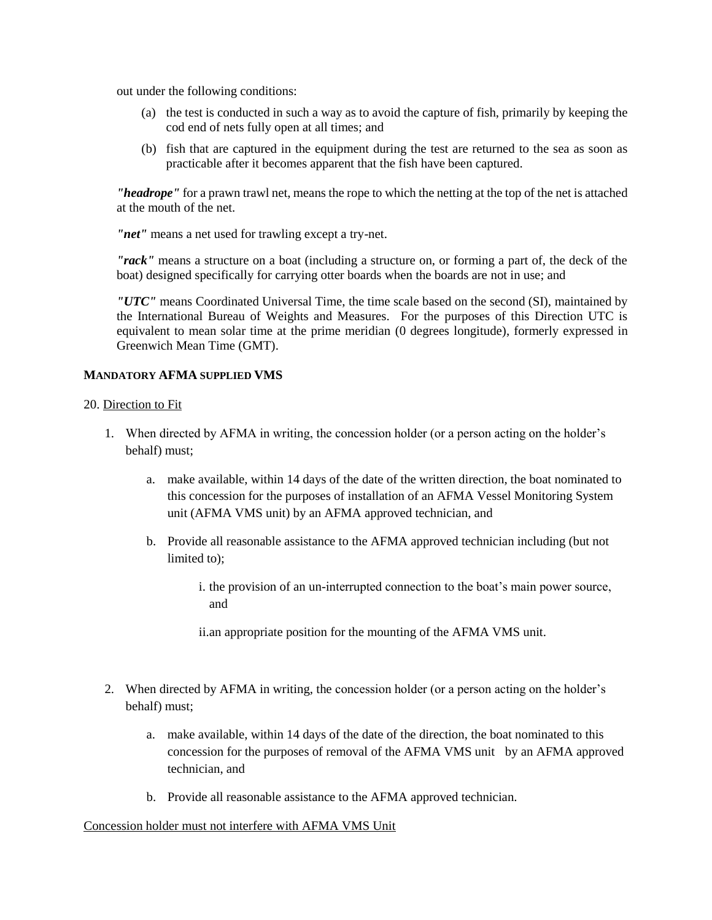out under the following conditions:

(a) the test is conducted in such a way as to avoid the capture of fish, primarily by keeping the cod end of nets fully open at all times; and

(b) fish that are captured in the equipment during the test are returned to the sea as soon as practicable after it becomes apparent that the fish have been captured.

***"headrope"*** for a prawn trawl net, means the rope to which the netting at the top of the net is attached at the mouth of the net.

***"net"*** means a net used for trawling except a try-net.

***"rack"*** means a structure on a boat (including a structure on, or forming a part of, the deck of the boat) designed specifically for carrying otter boards when the boards are not in use; and

***"UTC"*** means Coordinated Universal Time, the time scale based on the second (SI), maintained by the International Bureau of Weights and Measures. For the purposes of this Direction UTC is equivalent to mean solar time at the prime meridian (0 degrees longitude), formerly expressed in Greenwich Mean Time (GMT).

**MANDATORY AFMA SUPPLIED VMS**

20. Direction to Fit

1. When directed by AFMA in writing, the concession holder (or a person acting on the holder's behalf) must;

   a. make available, within 14 days of the date of the written direction, the boat nominated to this concession for the purposes of installation of an AFMA Vessel Monitoring System unit (AFMA VMS unit) by an AFMA approved technician, and

   b. Provide all reasonable assistance to the AFMA approved technician including (but not limited to);

      i. the provision of an un-interrupted connection to the boat's main power source, and

      ii. an appropriate position for the mounting of the AFMA VMS unit.

2. When directed by AFMA in writing, the concession holder (or a person acting on the holder's behalf) must;

   a. make available, within 14 days of the date of the direction, the boat nominated to this concession for the purposes of removal of the AFMA VMS unit by an AFMA approved technician, and

   b. Provide all reasonable assistance to the AFMA approved technician.

Concession holder must not interfere with AFMA VMS Unit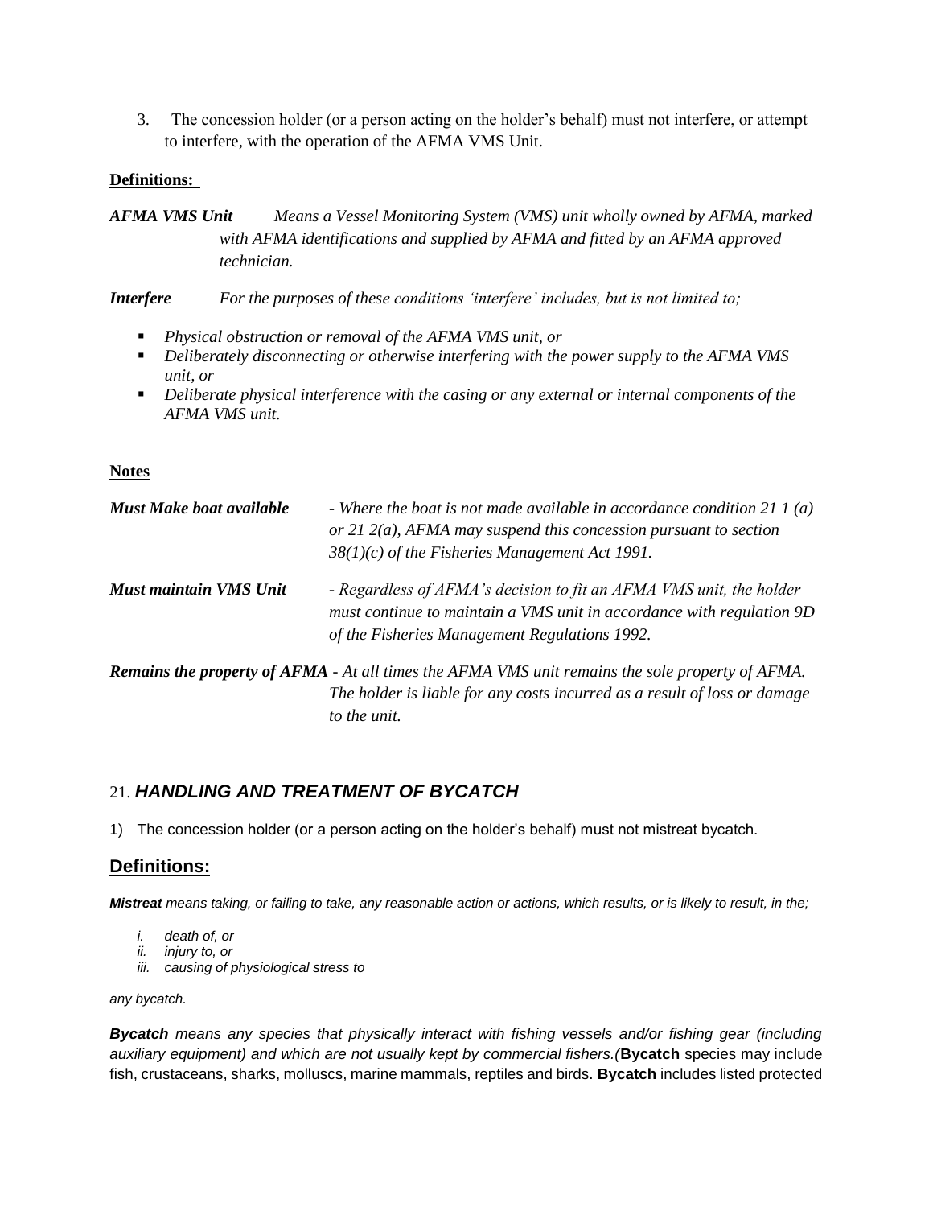3. The concession holder (or a person acting on the holder's behalf) must not interfere, or attempt to interfere, with the operation of the AFMA VMS Unit.

**Definitions:**

***AFMA VMS Unit*** *Means a Vessel Monitoring System (VMS) unit wholly owned by AFMA, marked with AFMA identifications and supplied by AFMA and fitted by an AFMA approved technician.*

***Interfere*** *For the purposes of these conditions 'interfere' includes, but is not limited to;*

- *Physical obstruction or removal of the AFMA VMS unit, or*
- *Deliberately disconnecting or otherwise interfering with the power supply to the AFMA VMS unit, or*
- *Deliberate physical interference with the casing or any external or internal components of the AFMA VMS unit.*

**Notes**

***Must Make boat available*** *- Where the boat is not made available in accordance condition 21 1 (a) or 21 2(a), AFMA may suspend this concession pursuant to section 38(1)(c) of the Fisheries Management Act 1991.*

***Must maintain VMS Unit*** *- Regardless of AFMA's decision to fit an AFMA VMS unit, the holder must continue to maintain a VMS unit in accordance with regulation 9D of the Fisheries Management Regulations 1992.*

***Remains the property of AFMA*** *- At all times the AFMA VMS unit remains the sole property of AFMA. The holder is liable for any costs incurred as a result of loss or damage to the unit.*

## 21. *HANDLING AND TREATMENT OF BYCATCH*

1) The concession holder (or a person acting on the holder's behalf) must not mistreat bycatch.

## Definitions:

***Mistreat*** *means taking, or failing to take, any reasonable action or actions, which results, or is likely to result, in the;*

*i. death of, or*
*ii. injury to, or*
*iii. causing of physiological stress to*

*any bycatch.*

***Bycatch*** *means any species that physically interact with fishing vessels and/or fishing gear (including auxiliary equipment) and which are not usually kept by commercial fishers.(***Bycatch** species may include fish, crustaceans, sharks, molluscs, marine mammals, reptiles and birds. **Bycatch** includes listed protected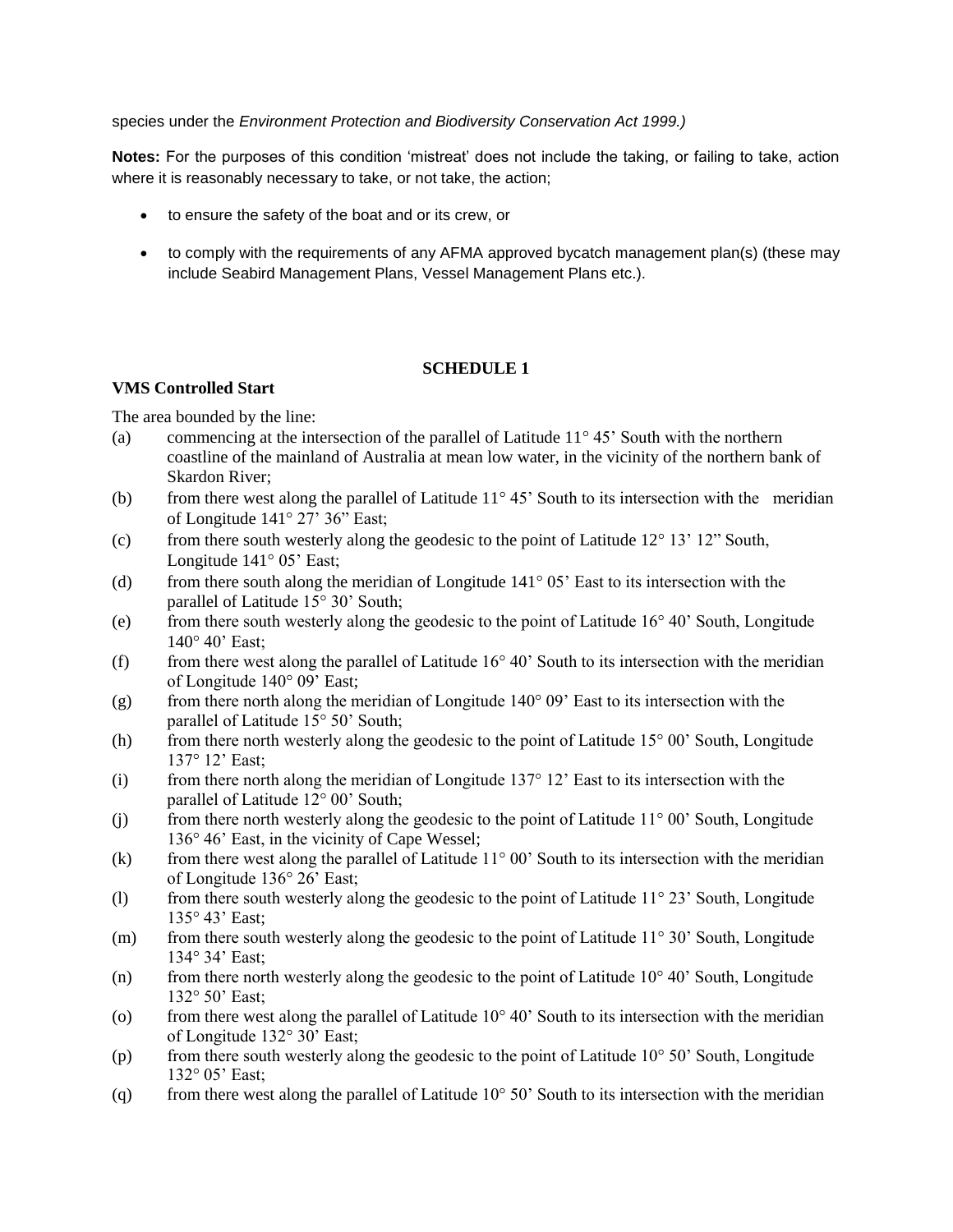species under the *Environment Protection and Biodiversity Conservation Act 1999.)*

**Notes:** For the purposes of this condition 'mistreat' does not include the taking, or failing to take, action where it is reasonably necessary to take, or not take, the action;

- to ensure the safety of the boat and or its crew, or
- to comply with the requirements of any AFMA approved bycatch management plan(s) (these may include Seabird Management Plans, Vessel Management Plans etc.).

## SCHEDULE 1

**VMS Controlled Start**

The area bounded by the line:

(a) commencing at the intersection of the parallel of Latitude 11° 45' South with the northern coastline of the mainland of Australia at mean low water, in the vicinity of the northern bank of Skardon River;

(b) from there west along the parallel of Latitude 11° 45' South to its intersection with the meridian of Longitude 141° 27' 36" East;

(c) from there south westerly along the geodesic to the point of Latitude 12° 13' 12" South, Longitude 141° 05' East;

(d) from there south along the meridian of Longitude 141° 05' East to its intersection with the parallel of Latitude 15° 30' South;

(e) from there south westerly along the geodesic to the point of Latitude 16° 40' South, Longitude 140° 40' East;

(f) from there west along the parallel of Latitude 16° 40' South to its intersection with the meridian of Longitude 140° 09' East;

(g) from there north along the meridian of Longitude 140° 09' East to its intersection with the parallel of Latitude 15° 50' South;

(h) from there north westerly along the geodesic to the point of Latitude 15° 00' South, Longitude 137° 12' East;

(i) from there north along the meridian of Longitude 137° 12' East to its intersection with the parallel of Latitude 12° 00' South;

(j) from there north westerly along the geodesic to the point of Latitude 11° 00' South, Longitude 136° 46' East, in the vicinity of Cape Wessel;

(k) from there west along the parallel of Latitude 11° 00' South to its intersection with the meridian of Longitude 136° 26' East;

(l) from there south westerly along the geodesic to the point of Latitude 11° 23' South, Longitude 135° 43' East;

(m) from there south westerly along the geodesic to the point of Latitude 11° 30' South, Longitude 134° 34' East;

(n) from there north westerly along the geodesic to the point of Latitude 10° 40' South, Longitude 132° 50' East;

(o) from there west along the parallel of Latitude 10° 40' South to its intersection with the meridian of Longitude 132° 30' East;

(p) from there south westerly along the geodesic to the point of Latitude 10° 50' South, Longitude 132° 05' East;

(q) from there west along the parallel of Latitude 10° 50' South to its intersection with the meridian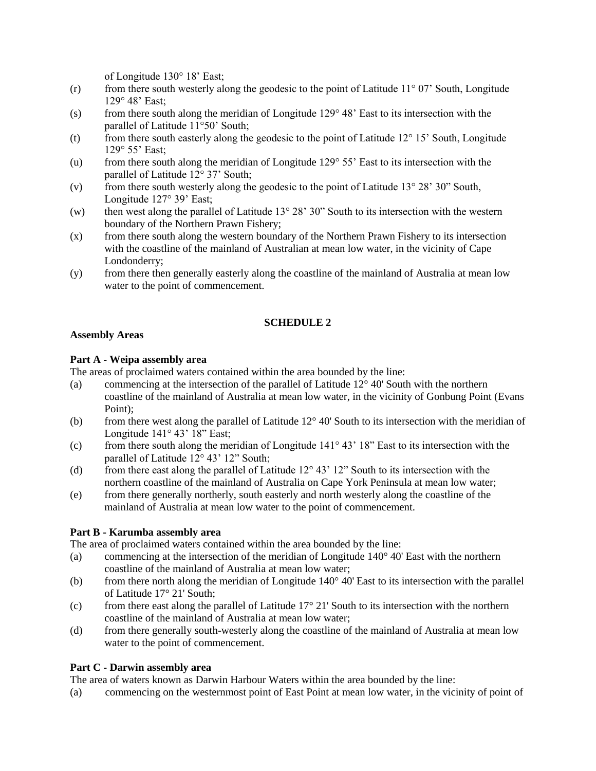of Longitude 130° 18' East;

(r) from there south westerly along the geodesic to the point of Latitude 11° 07' South, Longitude 129° 48' East;

(s) from there south along the meridian of Longitude 129° 48' East to its intersection with the parallel of Latitude 11°50' South;

(t) from there south easterly along the geodesic to the point of Latitude 12° 15' South, Longitude 129° 55' East;

(u) from there south along the meridian of Longitude 129° 55' East to its intersection with the parallel of Latitude 12° 37' South;

(v) from there south westerly along the geodesic to the point of Latitude 13° 28' 30" South, Longitude 127° 39' East;

(w) then west along the parallel of Latitude 13° 28' 30" South to its intersection with the western boundary of the Northern Prawn Fishery;

(x) from there south along the western boundary of the Northern Prawn Fishery to its intersection with the coastline of the mainland of Australian at mean low water, in the vicinity of Cape Londonderry;

(y) from there then generally easterly along the coastline of the mainland of Australia at mean low water to the point of commencement.

## SCHEDULE 2

**Assembly Areas**

**Part A - Weipa assembly area**

The areas of proclaimed waters contained within the area bounded by the line:

(a) commencing at the intersection of the parallel of Latitude 12° 40' South with the northern coastline of the mainland of Australia at mean low water, in the vicinity of Gonbung Point (Evans Point);

(b) from there west along the parallel of Latitude 12° 40' South to its intersection with the meridian of Longitude 141° 43' 18" East;

(c) from there south along the meridian of Longitude 141° 43' 18" East to its intersection with the parallel of Latitude 12° 43' 12" South;

(d) from there east along the parallel of Latitude 12° 43' 12" South to its intersection with the northern coastline of the mainland of Australia on Cape York Peninsula at mean low water;

(e) from there generally northerly, south easterly and north westerly along the coastline of the mainland of Australia at mean low water to the point of commencement.

**Part B - Karumba assembly area**

The area of proclaimed waters contained within the area bounded by the line:

(a) commencing at the intersection of the meridian of Longitude 140° 40' East with the northern coastline of the mainland of Australia at mean low water;

(b) from there north along the meridian of Longitude 140° 40' East to its intersection with the parallel of Latitude 17° 21' South;

(c) from there east along the parallel of Latitude 17° 21' South to its intersection with the northern coastline of the mainland of Australia at mean low water;

(d) from there generally south-westerly along the coastline of the mainland of Australia at mean low water to the point of commencement.

**Part C - Darwin assembly area**

The area of waters known as Darwin Harbour Waters within the area bounded by the line:

(a) commencing on the westernmost point of East Point at mean low water, in the vicinity of point of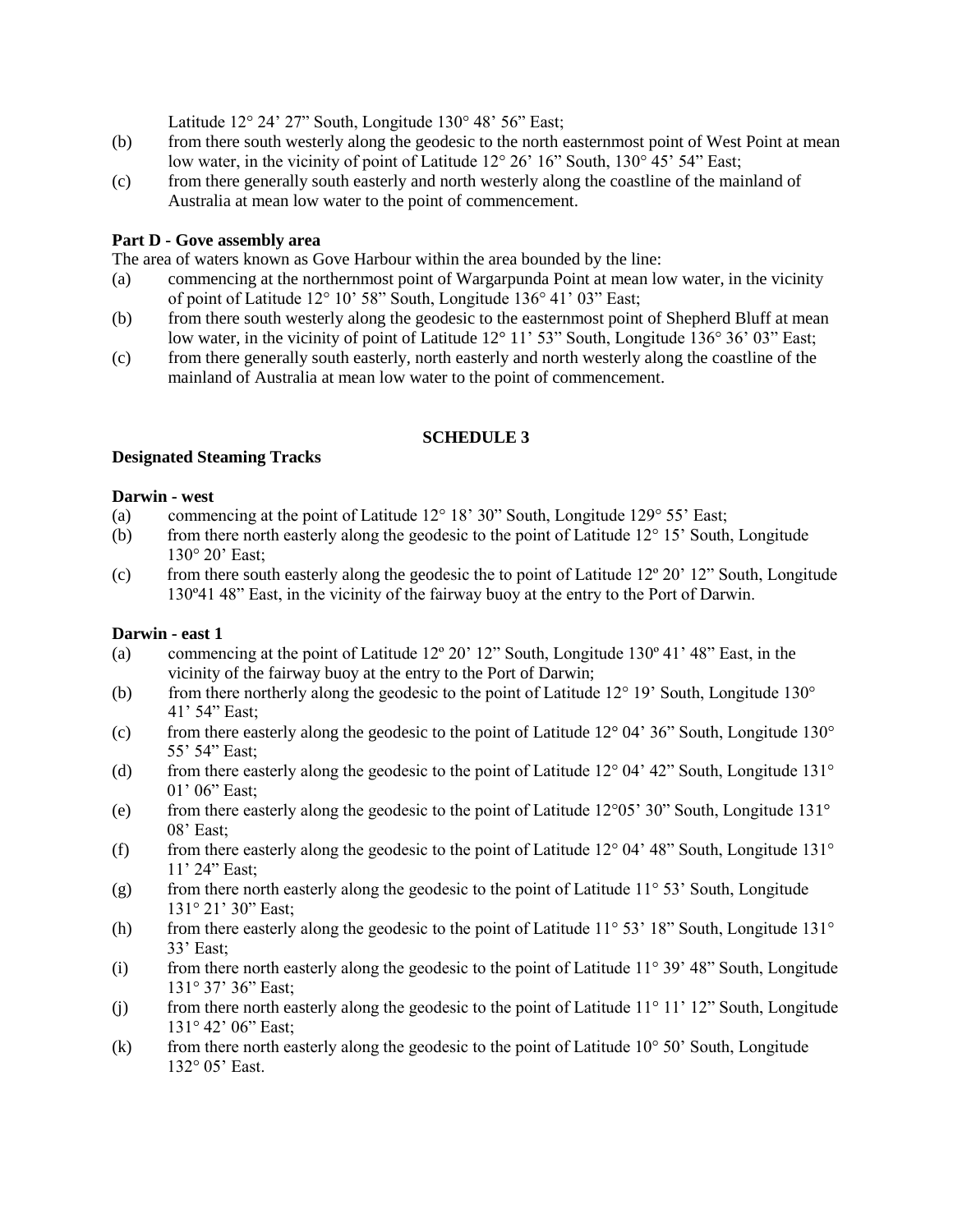Latitude 12° 24’ 27” South, Longitude 130° 48’ 56” East;

(b) from there south westerly along the geodesic to the north easternmost point of West Point at mean low water, in the vicinity of point of Latitude 12° 26’ 16” South, 130° 45’ 54” East;

(c) from there generally south easterly and north westerly along the coastline of the mainland of Australia at mean low water to the point of commencement.

**Part D - Gove assembly area**

The area of waters known as Gove Harbour within the area bounded by the line:

(a) commencing at the northernmost point of Wargarpunda Point at mean low water, in the vicinity of point of Latitude 12° 10’ 58” South, Longitude 136° 41’ 03” East;

(b) from there south westerly along the geodesic to the easternmost point of Shepherd Bluff at mean low water, in the vicinity of point of Latitude 12° 11’ 53” South, Longitude 136° 36’ 03” East;

(c) from there generally south easterly, north easterly and north westerly along the coastline of the mainland of Australia at mean low water to the point of commencement.

## SCHEDULE 3

**Designated Steaming Tracks**

**Darwin - west**

(a) commencing at the point of Latitude 12° 18’ 30” South, Longitude 129° 55’ East;

(b) from there north easterly along the geodesic to the point of Latitude 12° 15’ South, Longitude 130° 20’ East;

(c) from there south easterly along the geodesic the to point of Latitude 12º 20’ 12” South, Longitude 130º41 48” East, in the vicinity of the fairway buoy at the entry to the Port of Darwin.

**Darwin - east 1**

(a) commencing at the point of Latitude 12º 20’ 12” South, Longitude 130º 41’ 48” East, in the vicinity of the fairway buoy at the entry to the Port of Darwin;

(b) from there northerly along the geodesic to the point of Latitude 12° 19’ South, Longitude 130° 41’ 54” East;

(c) from there easterly along the geodesic to the point of Latitude 12° 04’ 36” South, Longitude 130° 55’ 54” East;

(d) from there easterly along the geodesic to the point of Latitude 12° 04’ 42” South, Longitude 131° 01’ 06” East;

(e) from there easterly along the geodesic to the point of Latitude 12°05’ 30” South, Longitude 131° 08’ East;

(f) from there easterly along the geodesic to the point of Latitude 12° 04’ 48” South, Longitude 131° 11’ 24” East;

(g) from there north easterly along the geodesic to the point of Latitude 11° 53’ South, Longitude 131° 21’ 30” East;

(h) from there easterly along the geodesic to the point of Latitude 11° 53’ 18” South, Longitude 131° 33’ East;

(i) from there north easterly along the geodesic to the point of Latitude 11° 39’ 48” South, Longitude 131° 37’ 36” East;

(j) from there north easterly along the geodesic to the point of Latitude 11° 11’ 12” South, Longitude 131° 42’ 06” East;

(k) from there north easterly along the geodesic to the point of Latitude 10° 50’ South, Longitude 132° 05’ East.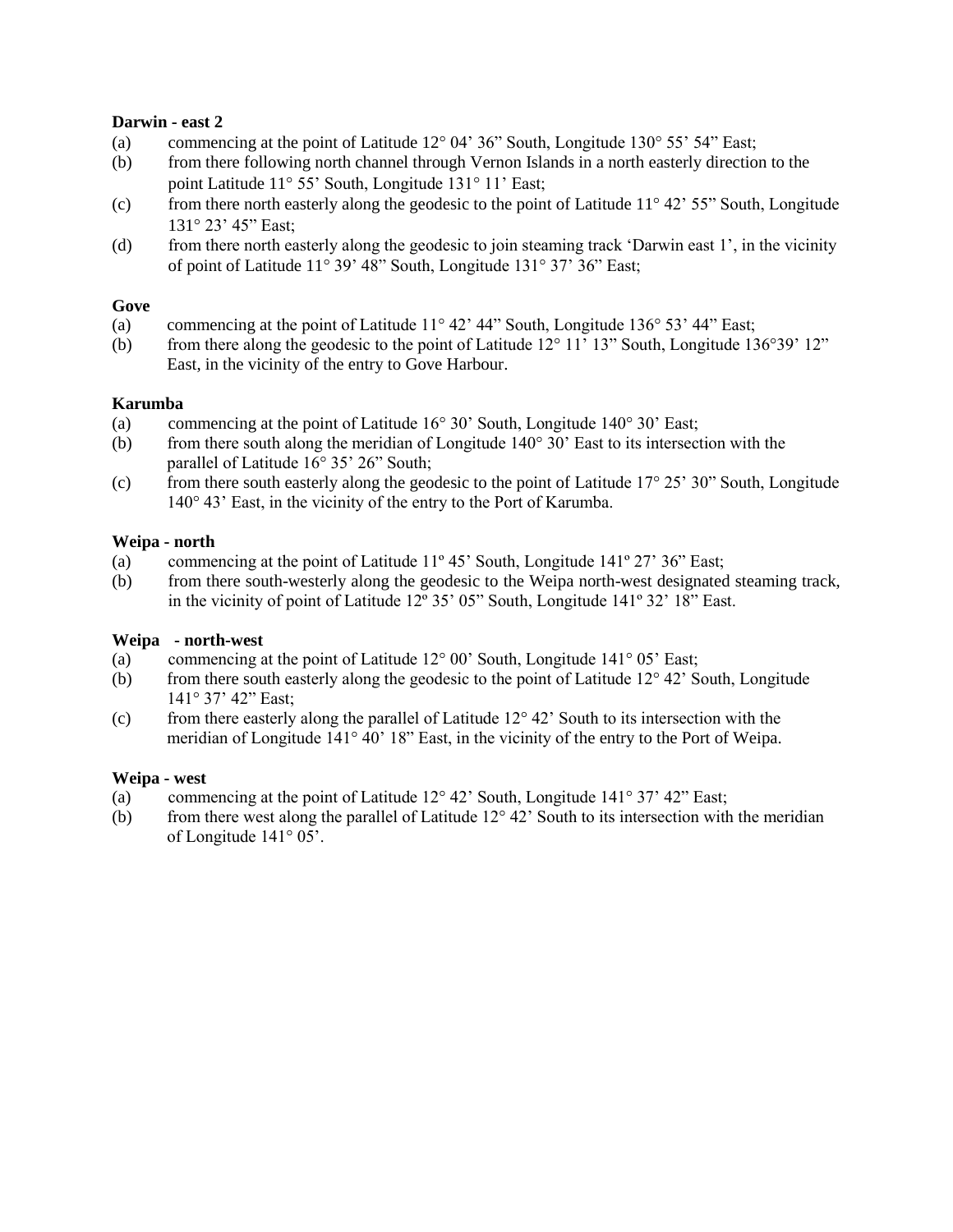**Darwin - east 2**

(a) commencing at the point of Latitude 12° 04' 36" South, Longitude 130° 55' 54" East;

(b) from there following north channel through Vernon Islands in a north easterly direction to the point Latitude 11° 55' South, Longitude 131° 11' East;

(c) from there north easterly along the geodesic to the point of Latitude 11° 42' 55" South, Longitude 131° 23' 45" East;

(d) from there north easterly along the geodesic to join steaming track 'Darwin east 1', in the vicinity of point of Latitude 11° 39' 48" South, Longitude 131° 37' 36" East;

**Gove**

(a) commencing at the point of Latitude 11° 42' 44" South, Longitude 136° 53' 44" East;

(b) from there along the geodesic to the point of Latitude 12° 11' 13" South, Longitude 136°39' 12" East, in the vicinity of the entry to Gove Harbour.

**Karumba**

(a) commencing at the point of Latitude 16° 30' South, Longitude 140° 30' East;

(b) from there south along the meridian of Longitude 140° 30' East to its intersection with the parallel of Latitude 16° 35' 26" South;

(c) from there south easterly along the geodesic to the point of Latitude 17° 25' 30" South, Longitude 140° 43' East, in the vicinity of the entry to the Port of Karumba.

**Weipa - north**

(a) commencing at the point of Latitude 11º 45' South, Longitude 141º 27' 36" East;

(b) from there south-westerly along the geodesic to the Weipa north-west designated steaming track, in the vicinity of point of Latitude 12º 35' 05" South, Longitude 141º 32' 18" East.

**Weipa - north-west**

(a) commencing at the point of Latitude 12° 00' South, Longitude 141° 05' East;

(b) from there south easterly along the geodesic to the point of Latitude 12° 42' South, Longitude 141° 37' 42" East;

(c) from there easterly along the parallel of Latitude 12° 42' South to its intersection with the meridian of Longitude 141° 40' 18" East, in the vicinity of the entry to the Port of Weipa.

**Weipa - west**

(a) commencing at the point of Latitude 12° 42' South, Longitude 141° 37' 42" East;

(b) from there west along the parallel of Latitude 12° 42' South to its intersection with the meridian of Longitude 141° 05'.